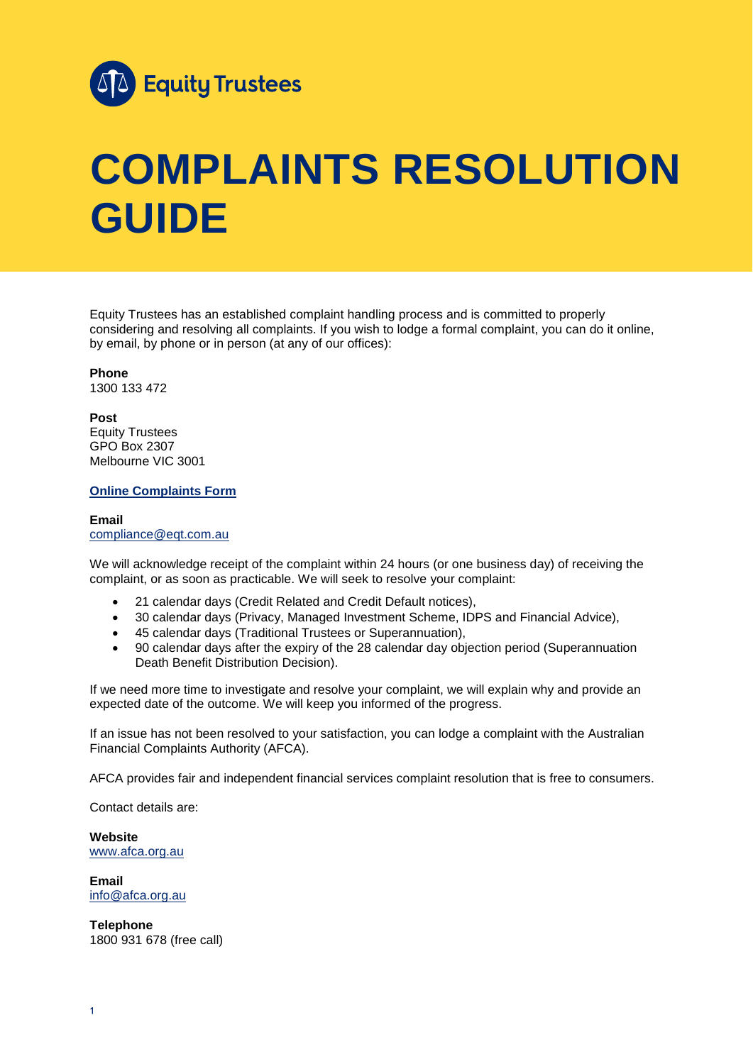Equity Trustees

# COMPLAINTS RESOLUTION GUIDE

Equity Trustees has an established complaint handling process and is committed to properly considering and resolving all complaints. If you wish to lodge a formal complaint, you can do it online, by email, by phone or in person (at any of our offices):

**Phone**
1300 133 472

**Post**
Equity Trustees
GPO Box 2307
Melbourne VIC 3001

**Online Complaints Form**

**Email**
compliance@eqt.com.au

We will acknowledge receipt of the complaint within 24 hours (or one business day) of receiving the complaint, or as soon as practicable. We will seek to resolve your complaint:

- 21 calendar days (Credit Related and Credit Default notices),
- 30 calendar days (Privacy, Managed Investment Scheme, IDPS and Financial Advice),
- 45 calendar days (Traditional Trustees or Superannuation),
- 90 calendar days after the expiry of the 28 calendar day objection period (Superannuation Death Benefit Distribution Decision).

If we need more time to investigate and resolve your complaint, we will explain why and provide an expected date of the outcome. We will keep you informed of the progress.

If an issue has not been resolved to your satisfaction, you can lodge a complaint with the Australian Financial Complaints Authority (AFCA).

AFCA provides fair and independent financial services complaint resolution that is free to consumers.

Contact details are:

**Website**
www.afca.org.au

**Email**
info@afca.org.au

**Telephone**
1800 931 678 (free call)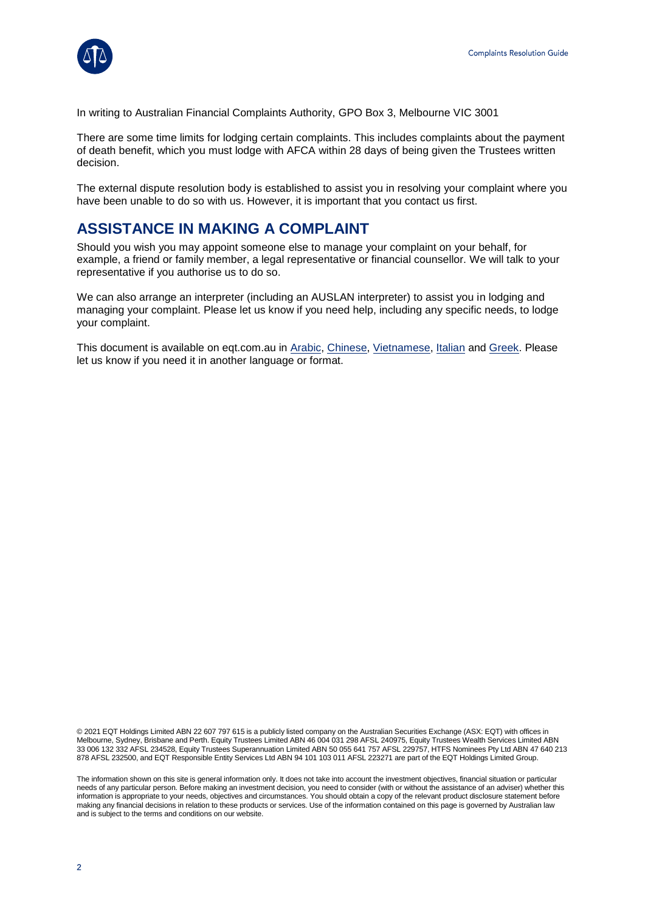In writing to Australian Financial Complaints Authority, GPO Box 3, Melbourne VIC 3001

There are some time limits for lodging certain complaints. This includes complaints about the payment of death benefit, which you must lodge with AFCA within 28 days of being given the Trustees written decision.

The external dispute resolution body is established to assist you in resolving your complaint where you have been unable to do so with us. However, it is important that you contact us first.

## ASSISTANCE IN MAKING A COMPLAINT

Should you wish you may appoint someone else to manage your complaint on your behalf, for example, a friend or family member, a legal representative or financial counsellor. We will talk to your representative if you authorise us to do so.

We can also arrange an interpreter (including an AUSLAN interpreter) to assist you in lodging and managing your complaint. Please let us know if you need help, including any specific needs, to lodge your complaint.

This document is available on eqt.com.au in Arabic, Chinese, Vietnamese, Italian and Greek. Please let us know if you need it in another language or format.

© 2021 EQT Holdings Limited ABN 22 607 797 615 is a publicly listed company on the Australian Securities Exchange (ASX: EQT) with offices in Melbourne, Sydney, Brisbane and Perth. Equity Trustees Limited ABN 46 004 031 298 AFSL 240975, Equity Trustees Wealth Services Limited ABN 33 006 132 332 AFSL 234528, Equity Trustees Superannuation Limited ABN 50 055 641 757 AFSL 229757, HTFS Nominees Pty Ltd ABN 47 640 213 878 AFSL 232500, and EQT Responsible Entity Services Ltd ABN 94 101 103 011 AFSL 223271 are part of the EQT Holdings Limited Group.

The information shown on this site is general information only. It does not take into account the investment objectives, financial situation or particular needs of any particular person. Before making an investment decision, you need to consider (with or without the assistance of an adviser) whether this information is appropriate to your needs, objectives and circumstances. You should obtain a copy of the relevant product disclosure statement before making any financial decisions in relation to these products or services. Use of the information contained on this page is governed by Australian law and is subject to the terms and conditions on our website.